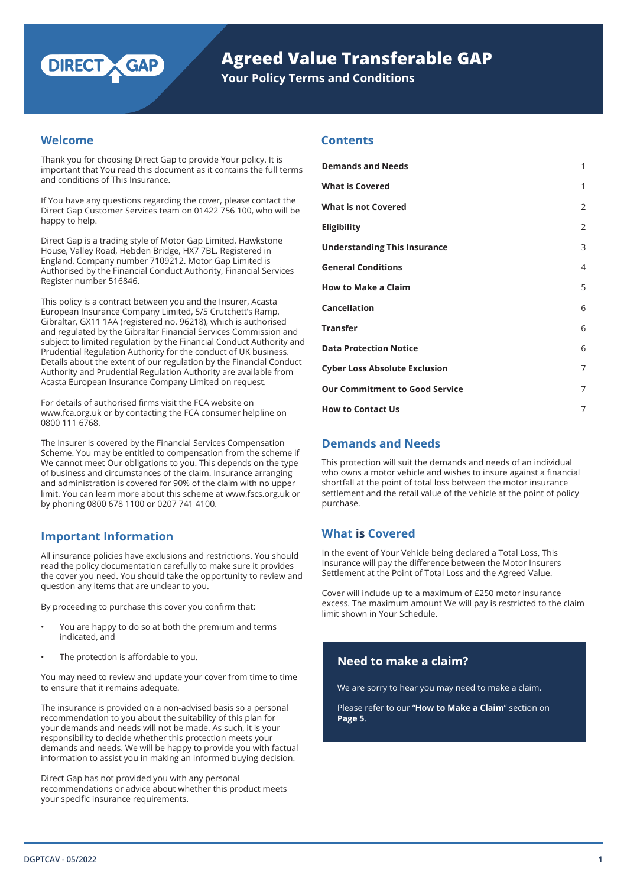# Agreed Value Transferable GAP

## Your Policy Terms and Conditions

## Welcome

Thank you for choosing Direct Gap to provide Your policy. It is important that You read this document as it contains the full terms and conditions of This Insurance.

If You have any questions regarding the cover, please contact the Direct Gap Customer Services team on 01422 756 100, who will be happy to help.

Direct Gap is a trading style of Motor Gap Limited, Hawkstone House, Valley Road, Hebden Bridge, HX7 7BL. Registered in England, Company number 7109212. Motor Gap Limited is Authorised by the Financial Conduct Authority, Financial Services Register number 516846.

This policy is a contract between you and the Insurer, Acasta European Insurance Company Limited, 5/5 Crutchett's Ramp, Gibraltar, GX11 1AA (registered no. 96218), which is authorised and regulated by the Gibraltar Financial Services Commission and subject to limited regulation by the Financial Conduct Authority and Prudential Regulation Authority for the conduct of UK business. Details about the extent of our regulation by the Financial Conduct Authority and Prudential Regulation Authority are available from Acasta European Insurance Company Limited on request.

For details of authorised firms visit the FCA website on www.fca.org.uk or by contacting the FCA consumer helpline on 0800 111 6768.

The Insurer is covered by the Financial Services Compensation Scheme. You may be entitled to compensation from the scheme if We cannot meet Our obligations to you. This depends on the type of business and circumstances of the claim. Insurance arranging and administration is covered for 90% of the claim with no upper limit. You can learn more about this scheme at www.fscs.org.uk or by phoning 0800 678 1100 or 0207 741 4100.

## Important Information

All insurance policies have exclusions and restrictions. You should read the policy documentation carefully to make sure it provides the cover you need. You should take the opportunity to review and question any items that are unclear to you.

By proceeding to purchase this cover you confirm that:

- You are happy to do so at both the premium and terms indicated, and
- The protection is affordable to you.

You may need to review and update your cover from time to time to ensure that it remains adequate.

The insurance is provided on a non-advised basis so a personal recommendation to you about the suitability of this plan for your demands and needs will not be made. As such, it is your responsibility to decide whether this protection meets your demands and needs. We will be happy to provide you with factual information to assist you in making an informed buying decision.

Direct Gap has not provided you with any personal recommendations or advice about whether this product meets your specific insurance requirements.

## Contents

| | |
|---|---|
| **Demands and Needs** | 1 |
| **What is Covered** | 1 |
| **What is not Covered** | 2 |
| **Eligibility** | 2 |
| **Understanding This Insurance** | 3 |
| **General Conditions** | 4 |
| **How to Make a Claim** | 5 |
| **Cancellation** | 6 |
| **Transfer** | 6 |
| **Data Protection Notice** | 6 |
| **Cyber Loss Absolute Exclusion** | 7 |
| **Our Commitment to Good Service** | 7 |
| **How to Contact Us** | 7 |

## Demands and Needs

This protection will suit the demands and needs of an individual who owns a motor vehicle and wishes to insure against a financial shortfall at the point of total loss between the motor insurance settlement and the retail value of the vehicle at the point of policy purchase.

## What is Covered

In the event of Your Vehicle being declared a Total Loss, This Insurance will pay the difference between the Motor Insurers Settlement at the Point of Total Loss and the Agreed Value.

Cover will include up to a maximum of £250 motor insurance excess. The maximum amount We will pay is restricted to the claim limit shown in Your Schedule.

### Need to make a claim?

We are sorry to hear you may need to make a claim.

Please refer to our "**How to Make a Claim**" section on **Page 5**.

DGPTCAV - 05/2022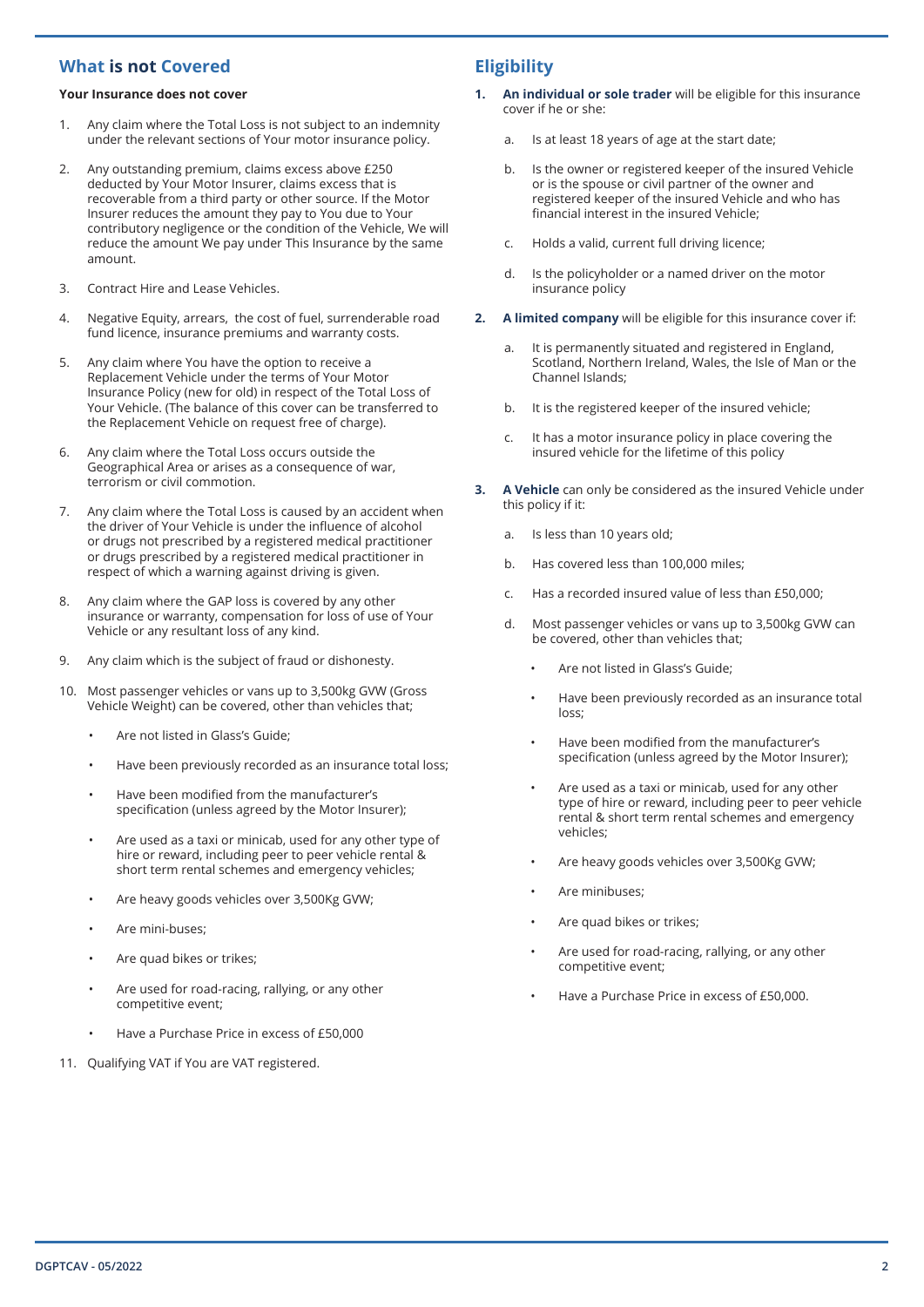## What is not Covered

**Your Insurance does not cover**

1. Any claim where the Total Loss is not subject to an indemnity under the relevant sections of Your motor insurance policy.
2. Any outstanding premium, claims excess above £250 deducted by Your Motor Insurer, claims excess that is recoverable from a third party or other source. If the Motor Insurer reduces the amount they pay to You due to Your contributory negligence or the condition of the Vehicle, We will reduce the amount We pay under This Insurance by the same amount.
3. Contract Hire and Lease Vehicles.
4. Negative Equity, arrears, the cost of fuel, surrenderable road fund licence, insurance premiums and warranty costs.
5. Any claim where You have the option to receive a Replacement Vehicle under the terms of Your Motor Insurance Policy (new for old) in respect of the Total Loss of Your Vehicle. (The balance of this cover can be transferred to the Replacement Vehicle on request free of charge).
6. Any claim where the Total Loss occurs outside the Geographical Area or arises as a consequence of war, terrorism or civil commotion.
7. Any claim where the Total Loss is caused by an accident when the driver of Your Vehicle is under the influence of alcohol or drugs not prescribed by a registered medical practitioner or drugs prescribed by a registered medical practitioner in respect of which a warning against driving is given.
8. Any claim where the GAP loss is covered by any other insurance or warranty, compensation for loss of use of Your Vehicle or any resultant loss of any kind.
9. Any claim which is the subject of fraud or dishonesty.
10. Most passenger vehicles or vans up to 3,500kg GVW (Gross Vehicle Weight) can be covered, other than vehicles that;
    - Are not listed in Glass's Guide;
    - Have been previously recorded as an insurance total loss;
    - Have been modified from the manufacturer's specification (unless agreed by the Motor Insurer);
    - Are used as a taxi or minicab, used for any other type of hire or reward, including peer to peer vehicle rental & short term rental schemes and emergency vehicles;
    - Are heavy goods vehicles over 3,500Kg GVW;
    - Are mini-buses;
    - Are quad bikes or trikes;
    - Are used for road-racing, rallying, or any other competitive event;
    - Have a Purchase Price in excess of £50,000
11. Qualifying VAT if You are VAT registered.

## Eligibility

1. **An individual or sole trader** will be eligible for this insurance cover if he or she:
    a. Is at least 18 years of age at the start date;
    b. Is the owner or registered keeper of the insured Vehicle or is the spouse or civil partner of the owner and registered keeper of the insured Vehicle and who has financial interest in the insured Vehicle;
    c. Holds a valid, current full driving licence;
    d. Is the policyholder or a named driver on the motor insurance policy
2. **A limited company** will be eligible for this insurance cover if:
    a. It is permanently situated and registered in England, Scotland, Northern Ireland, Wales, the Isle of Man or the Channel Islands;
    b. It is the registered keeper of the insured vehicle;
    c. It has a motor insurance policy in place covering the insured vehicle for the lifetime of this policy
3. **A Vehicle** can only be considered as the insured Vehicle under this policy if it:
    a. Is less than 10 years old;
    b. Has covered less than 100,000 miles;
    c. Has a recorded insured value of less than £50,000;
    d. Most passenger vehicles or vans up to 3,500kg GVW can be covered, other than vehicles that;
        - Are not listed in Glass's Guide;
        - Have been previously recorded as an insurance total loss;
        - Have been modified from the manufacturer's specification (unless agreed by the Motor Insurer);
        - Are used as a taxi or minicab, used for any other type of hire or reward, including peer to peer vehicle rental & short term rental schemes and emergency vehicles;
        - Are heavy goods vehicles over 3,500Kg GVW;
        - Are minibuses;
        - Are quad bikes or trikes;
        - Are used for road-racing, rallying, or any other competitive event;
        - Have a Purchase Price in excess of £50,000.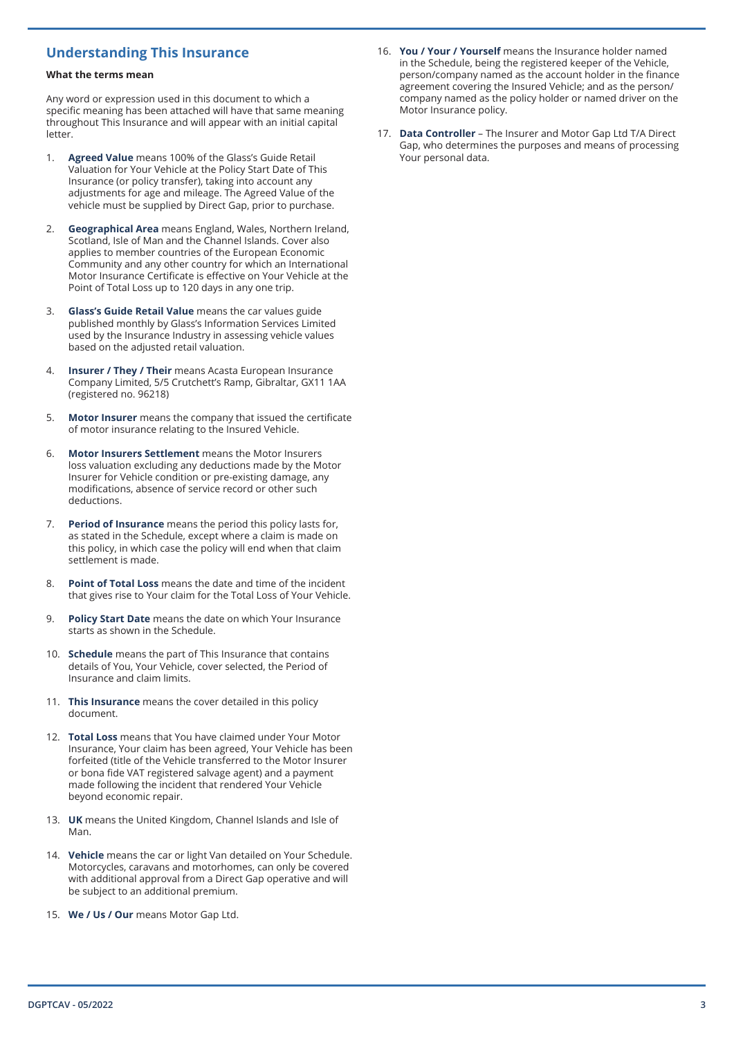## Understanding This Insurance

**What the terms mean**

Any word or expression used in this document to which a specific meaning has been attached will have that same meaning throughout This Insurance and will appear with an initial capital letter.

1. **Agreed Value** means 100% of the Glass's Guide Retail Valuation for Your Vehicle at the Policy Start Date of This Insurance (or policy transfer), taking into account any adjustments for age and mileage. The Agreed Value of the vehicle must be supplied by Direct Gap, prior to purchase.

2. **Geographical Area** means England, Wales, Northern Ireland, Scotland, Isle of Man and the Channel Islands. Cover also applies to member countries of the European Economic Community and any other country for which an International Motor Insurance Certificate is effective on Your Vehicle at the Point of Total Loss up to 120 days in any one trip.

3. **Glass's Guide Retail Value** means the car values guide published monthly by Glass's Information Services Limited used by the Insurance Industry in assessing vehicle values based on the adjusted retail valuation.

4. **Insurer / They / Their** means Acasta European Insurance Company Limited, 5/5 Crutchett's Ramp, Gibraltar, GX11 1AA (registered no. 96218)

5. **Motor Insurer** means the company that issued the certificate of motor insurance relating to the Insured Vehicle.

6. **Motor Insurers Settlement** means the Motor Insurers loss valuation excluding any deductions made by the Motor Insurer for Vehicle condition or pre-existing damage, any modifications, absence of service record or other such deductions.

7. **Period of Insurance** means the period this policy lasts for, as stated in the Schedule, except where a claim is made on this policy, in which case the policy will end when that claim settlement is made.

8. **Point of Total Loss** means the date and time of the incident that gives rise to Your claim for the Total Loss of Your Vehicle.

9. **Policy Start Date** means the date on which Your Insurance starts as shown in the Schedule.

10. **Schedule** means the part of This Insurance that contains details of You, Your Vehicle, cover selected, the Period of Insurance and claim limits.

11. **This Insurance** means the cover detailed in this policy document.

12. **Total Loss** means that You have claimed under Your Motor Insurance, Your claim has been agreed, Your Vehicle has been forfeited (title of the Vehicle transferred to the Motor Insurer or bona fide VAT registered salvage agent) and a payment made following the incident that rendered Your Vehicle beyond economic repair.

13. **UK** means the United Kingdom, Channel Islands and Isle of Man.

14. **Vehicle** means the car or light Van detailed on Your Schedule. Motorcycles, caravans and motorhomes, can only be covered with additional approval from a Direct Gap operative and will be subject to an additional premium.

15. **We / Us / Our** means Motor Gap Ltd.

16. **You / Your / Yourself** means the Insurance holder named in the Schedule, being the registered keeper of the Vehicle, person/company named as the account holder in the finance agreement covering the Insured Vehicle; and as the person/ company named as the policy holder or named driver on the Motor Insurance policy.

17. **Data Controller** – The Insurer and Motor Gap Ltd T/A Direct Gap, who determines the purposes and means of processing Your personal data.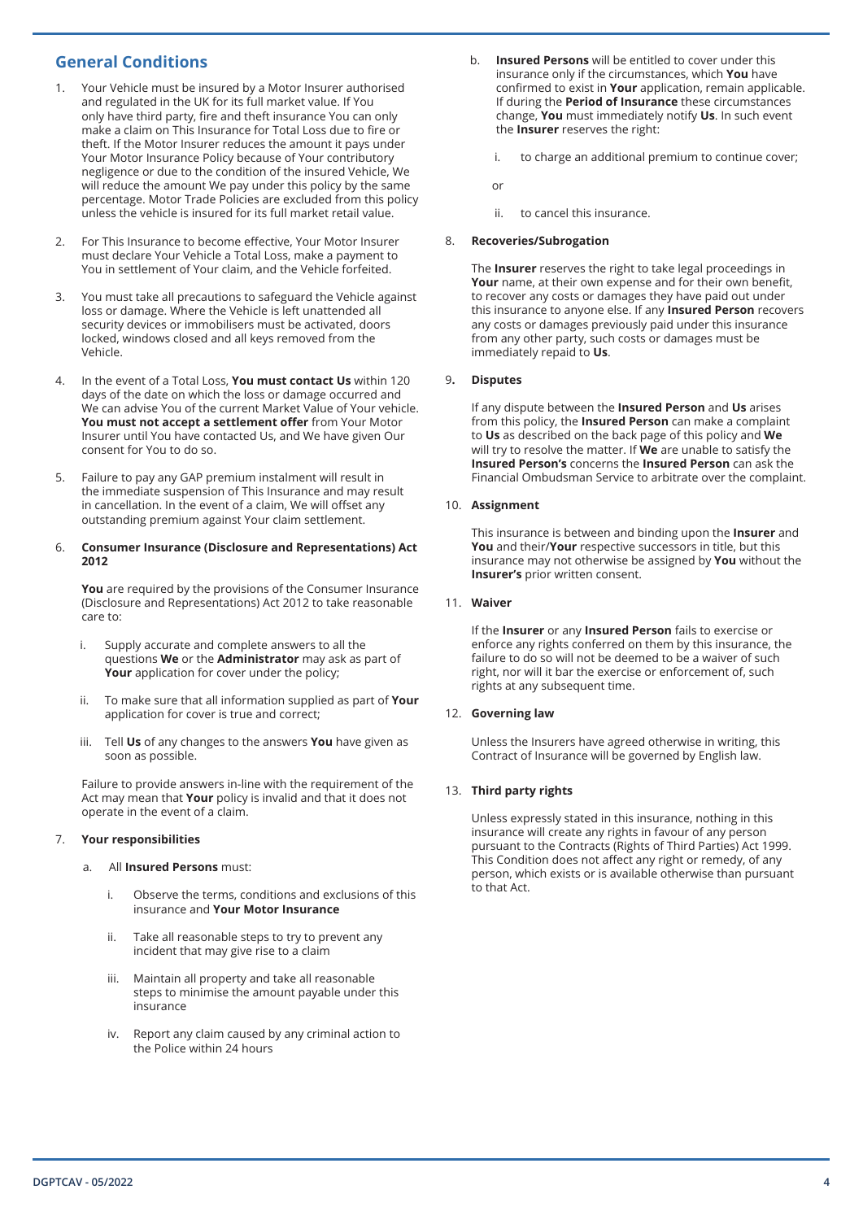## General Conditions

1. Your Vehicle must be insured by a Motor Insurer authorised and regulated in the UK for its full market value. If You only have third party, fire and theft insurance You can only make a claim on This Insurance for Total Loss due to fire or theft. If the Motor Insurer reduces the amount it pays under Your Motor Insurance Policy because of Your contributory negligence or due to the condition of the insured Vehicle, We will reduce the amount We pay under this policy by the same percentage. Motor Trade Policies are excluded from this policy unless the vehicle is insured for its full market retail value.

2. For This Insurance to become effective, Your Motor Insurer must declare Your Vehicle a Total Loss, make a payment to You in settlement of Your claim, and the Vehicle forfeited.

3. You must take all precautions to safeguard the Vehicle against loss or damage. Where the Vehicle is left unattended all security devices or immobilisers must be activated, doors locked, windows closed and all keys removed from the Vehicle.

4. In the event of a Total Loss, **You must contact Us** within 120 days of the date on which the loss or damage occurred and We can advise You of the current Market Value of Your vehicle. **You must not accept a settlement offer** from Your Motor Insurer until You have contacted Us, and We have given Our consent for You to do so.

5. Failure to pay any GAP premium instalment will result in the immediate suspension of This Insurance and may result in cancellation. In the event of a claim, We will offset any outstanding premium against Your claim settlement.

6. **Consumer Insurance (Disclosure and Representations) Act 2012**

   **You** are required by the provisions of the Consumer Insurance (Disclosure and Representations) Act 2012 to take reasonable care to:

   i. Supply accurate and complete answers to all the questions **We** or the **Administrator** may ask as part of **Your** application for cover under the policy;

   ii. To make sure that all information supplied as part of **Your** application for cover is true and correct;

   iii. Tell **Us** of any changes to the answers **You** have given as soon as possible.

   Failure to provide answers in-line with the requirement of the Act may mean that **Your** policy is invalid and that it does not operate in the event of a claim.

7. **Your responsibilities**

   a. All **Insured Persons** must:

      i. Observe the terms, conditions and exclusions of this insurance and **Your Motor Insurance**

      ii. Take all reasonable steps to try to prevent any incident that may give rise to a claim

      iii. Maintain all property and take all reasonable steps to minimise the amount payable under this insurance

      iv. Report any claim caused by any criminal action to the Police within 24 hours

   b. **Insured Persons** will be entitled to cover under this insurance only if the circumstances, which **You** have confirmed to exist in **Your** application, remain applicable. If during the **Period of Insurance** these circumstances change, **You** must immediately notify **Us**. In such event the **Insurer** reserves the right:

      i. to charge an additional premium to continue cover;

      or

      ii. to cancel this insurance.

8. **Recoveries/Subrogation**

   The **Insurer** reserves the right to take legal proceedings in **Your** name, at their own expense and for their own benefit, to recover any costs or damages they have paid out under this insurance to anyone else. If any **Insured Person** recovers any costs or damages previously paid under this insurance from any other party, such costs or damages must be immediately repaid to **Us**.

9. **Disputes**

   If any dispute between the **Insured Person** and **Us** arises from this policy, the **Insured Person** can make a complaint to **Us** as described on the back page of this policy and **We** will try to resolve the matter. If **We** are unable to satisfy the **Insured Person's** concerns the **Insured Person** can ask the Financial Ombudsman Service to arbitrate over the complaint.

10. **Assignment**

    This insurance is between and binding upon the **Insurer** and **You** and their/**Your** respective successors in title, but this insurance may not otherwise be assigned by **You** without the **Insurer's** prior written consent.

11. **Waiver**

    If the **Insurer** or any **Insured Person** fails to exercise or enforce any rights conferred on them by this insurance, the failure to do so will not be deemed to be a waiver of such right, nor will it bar the exercise or enforcement of, such rights at any subsequent time.

12. **Governing law**

    Unless the Insurers have agreed otherwise in writing, this Contract of Insurance will be governed by English law.

13. **Third party rights**

    Unless expressly stated in this insurance, nothing in this insurance will create any rights in favour of any person pursuant to the Contracts (Rights of Third Parties) Act 1999. This Condition does not affect any right or remedy, of any person, which exists or is available otherwise than pursuant to that Act.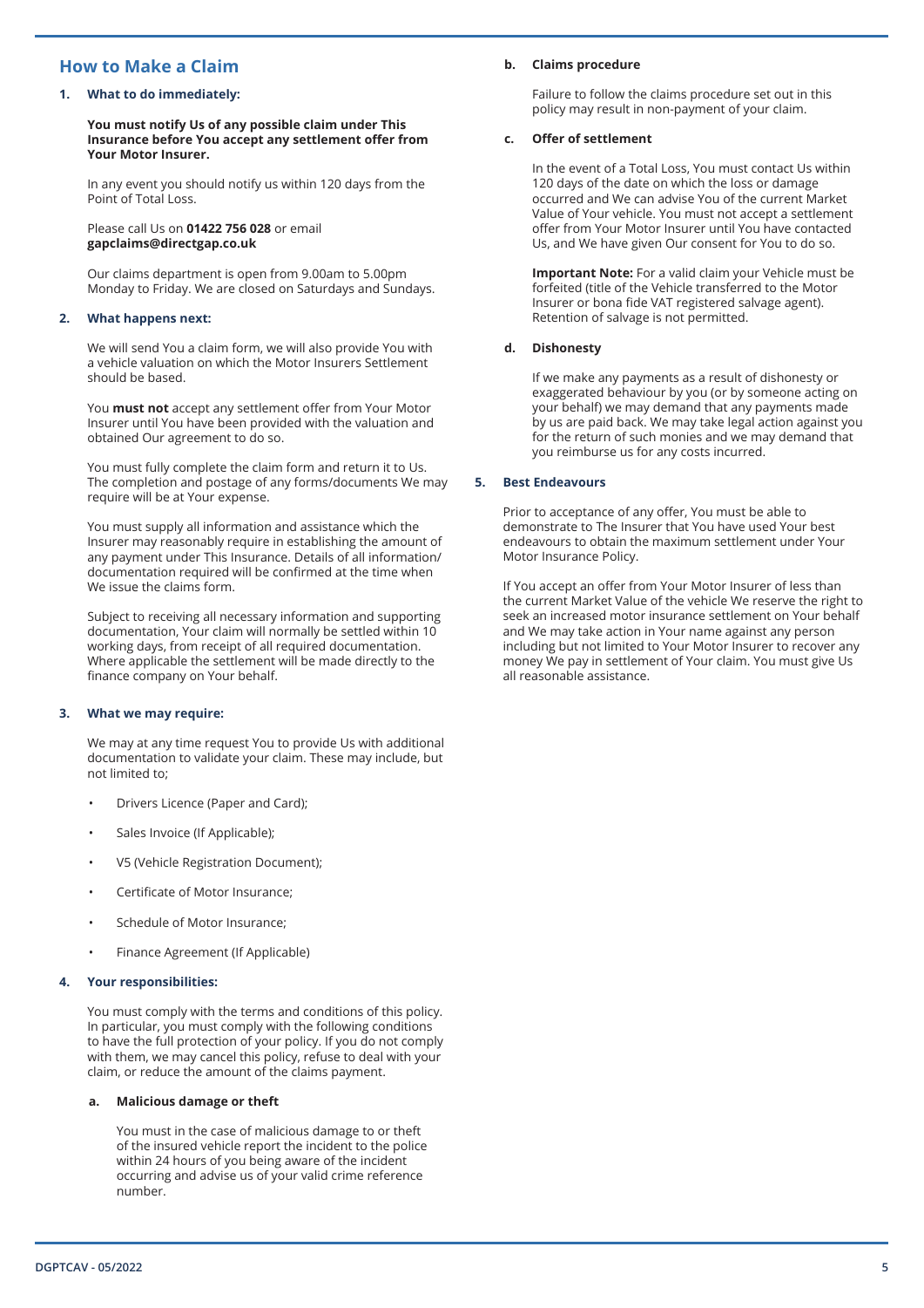## How to Make a Claim

### 1. What to do immediately:

**You must notify Us of any possible claim under This Insurance before You accept any settlement offer from Your Motor Insurer.**

In any event you should notify us within 120 days from the Point of Total Loss.

Please call Us on **01422 756 028** or email **gapclaims@directgap.co.uk**

Our claims department is open from 9.00am to 5.00pm Monday to Friday. We are closed on Saturdays and Sundays.

### 2. What happens next:

We will send You a claim form, we will also provide You with a vehicle valuation on which the Motor Insurers Settlement should be based.

You **must not** accept any settlement offer from Your Motor Insurer until You have been provided with the valuation and obtained Our agreement to do so.

You must fully complete the claim form and return it to Us. The completion and postage of any forms/documents We may require will be at Your expense.

You must supply all information and assistance which the Insurer may reasonably require in establishing the amount of any payment under This Insurance. Details of all information/ documentation required will be confirmed at the time when We issue the claims form.

Subject to receiving all necessary information and supporting documentation, Your claim will normally be settled within 10 working days, from receipt of all required documentation. Where applicable the settlement will be made directly to the finance company on Your behalf.

### 3. What we may require:

We may at any time request You to provide Us with additional documentation to validate your claim. These may include, but not limited to;

- Drivers Licence (Paper and Card);
- Sales Invoice (If Applicable);
- V5 (Vehicle Registration Document);
- Certificate of Motor Insurance;
- Schedule of Motor Insurance;
- Finance Agreement (If Applicable)

### 4. Your responsibilities:

You must comply with the terms and conditions of this policy. In particular, you must comply with the following conditions to have the full protection of your policy. If you do not comply with them, we may cancel this policy, refuse to deal with your claim, or reduce the amount of the claims payment.

#### a. Malicious damage or theft

You must in the case of malicious damage to or theft of the insured vehicle report the incident to the police within 24 hours of you being aware of the incident occurring and advise us of your valid crime reference number.

#### b. Claims procedure

Failure to follow the claims procedure set out in this policy may result in non-payment of your claim.

#### c. Offer of settlement

In the event of a Total Loss, You must contact Us within 120 days of the date on which the loss or damage occurred and We can advise You of the current Market Value of Your vehicle. You must not accept a settlement offer from Your Motor Insurer until You have contacted Us, and We have given Our consent for You to do so.

**Important Note:** For a valid claim your Vehicle must be forfeited (title of the Vehicle transferred to the Motor Insurer or bona fide VAT registered salvage agent). Retention of salvage is not permitted.

#### d. Dishonesty

If we make any payments as a result of dishonesty or exaggerated behaviour by you (or by someone acting on your behalf) we may demand that any payments made by us are paid back. We may take legal action against you for the return of such monies and we may demand that you reimburse us for any costs incurred.

### 5. Best Endeavours

Prior to acceptance of any offer, You must be able to demonstrate to The Insurer that You have used Your best endeavours to obtain the maximum settlement under Your Motor Insurance Policy.

If You accept an offer from Your Motor Insurer of less than the current Market Value of the vehicle We reserve the right to seek an increased motor insurance settlement on Your behalf and We may take action in Your name against any person including but not limited to Your Motor Insurer to recover any money We pay in settlement of Your claim. You must give Us all reasonable assistance.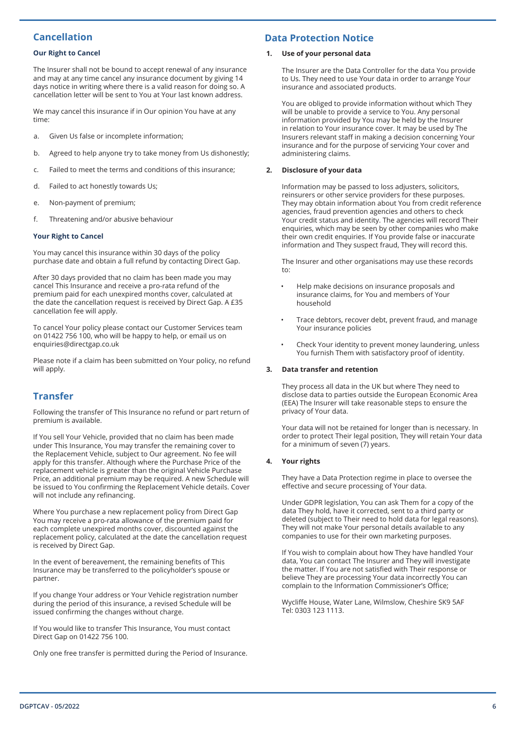## Cancellation

### Our Right to Cancel

The Insurer shall not be bound to accept renewal of any insurance and may at any time cancel any insurance document by giving 14 days notice in writing where there is a valid reason for doing so. A cancellation letter will be sent to You at Your last known address.

We may cancel this insurance if in Our opinion You have at any time:

a. Given Us false or incomplete information;

b. Agreed to help anyone try to take money from Us dishonestly;

c. Failed to meet the terms and conditions of this insurance;

d. Failed to act honestly towards Us;

e. Non-payment of premium;

f. Threatening and/or abusive behaviour

### Your Right to Cancel

You may cancel this insurance within 30 days of the policy purchase date and obtain a full refund by contacting Direct Gap.

After 30 days provided that no claim has been made you may cancel This Insurance and receive a pro-rata refund of the premium paid for each unexpired months cover, calculated at the date the cancellation request is received by Direct Gap. A £35 cancellation fee will apply.

To cancel Your policy please contact our Customer Services team on 01422 756 100, who will be happy to help, or email us on enquiries@directgap.co.uk

Please note if a claim has been submitted on Your policy, no refund will apply.

## Transfer

Following the transfer of This Insurance no refund or part return of premium is available.

If You sell Your Vehicle, provided that no claim has been made under This Insurance, You may transfer the remaining cover to the Replacement Vehicle, subject to Our agreement. No fee will apply for this transfer. Although where the Purchase Price of the replacement vehicle is greater than the original Vehicle Purchase Price, an additional premium may be required. A new Schedule will be issued to You confirming the Replacement Vehicle details. Cover will not include any refinancing.

Where You purchase a new replacement policy from Direct Gap You may receive a pro-rata allowance of the premium paid for each complete unexpired months cover, discounted against the replacement policy, calculated at the date the cancellation request is received by Direct Gap.

In the event of bereavement, the remaining benefits of This Insurance may be transferred to the policyholder's spouse or partner.

If you change Your address or Your Vehicle registration number during the period of this insurance, a revised Schedule will be issued confirming the changes without charge.

If You would like to transfer This Insurance, You must contact Direct Gap on 01422 756 100.

Only one free transfer is permitted during the Period of Insurance.

## Data Protection Notice

### 1. Use of your personal data

The Insurer are the Data Controller for the data You provide to Us. They need to use Your data in order to arrange Your insurance and associated products.

You are obliged to provide information without which They will be unable to provide a service to You. Any personal information provided by You may be held by the Insurer in relation to Your insurance cover. It may be used by The Insurers relevant staff in making a decision concerning Your insurance and for the purpose of servicing Your cover and administering claims.

### 2. Disclosure of your data

Information may be passed to loss adjusters, solicitors, reinsurers or other service providers for these purposes. They may obtain information about You from credit reference agencies, fraud prevention agencies and others to check Your credit status and identity. The agencies will record Their enquiries, which may be seen by other companies who make their own credit enquiries. If You provide false or inaccurate information and They suspect fraud, They will record this.

The Insurer and other organisations may use these records to:

- Help make decisions on insurance proposals and insurance claims, for You and members of Your household
- Trace debtors, recover debt, prevent fraud, and manage Your insurance policies
- Check Your identity to prevent money laundering, unless You furnish Them with satisfactory proof of identity.

### 3. Data transfer and retention

They process all data in the UK but where They need to disclose data to parties outside the European Economic Area (EEA) The Insurer will take reasonable steps to ensure the privacy of Your data.

Your data will not be retained for longer than is necessary. In order to protect Their legal position, They will retain Your data for a minimum of seven (7) years.

### 4. Your rights

They have a Data Protection regime in place to oversee the effective and secure processing of Your data.

Under GDPR legislation, You can ask Them for a copy of the data They hold, have it corrected, sent to a third party or deleted (subject to Their need to hold data for legal reasons). They will not make Your personal details available to any companies to use for their own marketing purposes.

If You wish to complain about how They have handled Your data, You can contact The Insurer and They will investigate the matter. If You are not satisfied with Their response or believe They are processing Your data incorrectly You can complain to the Information Commissioner's Office;

Wycliffe House, Water Lane, Wilmslow, Cheshire SK9 5AF
Tel: 0303 123 1113.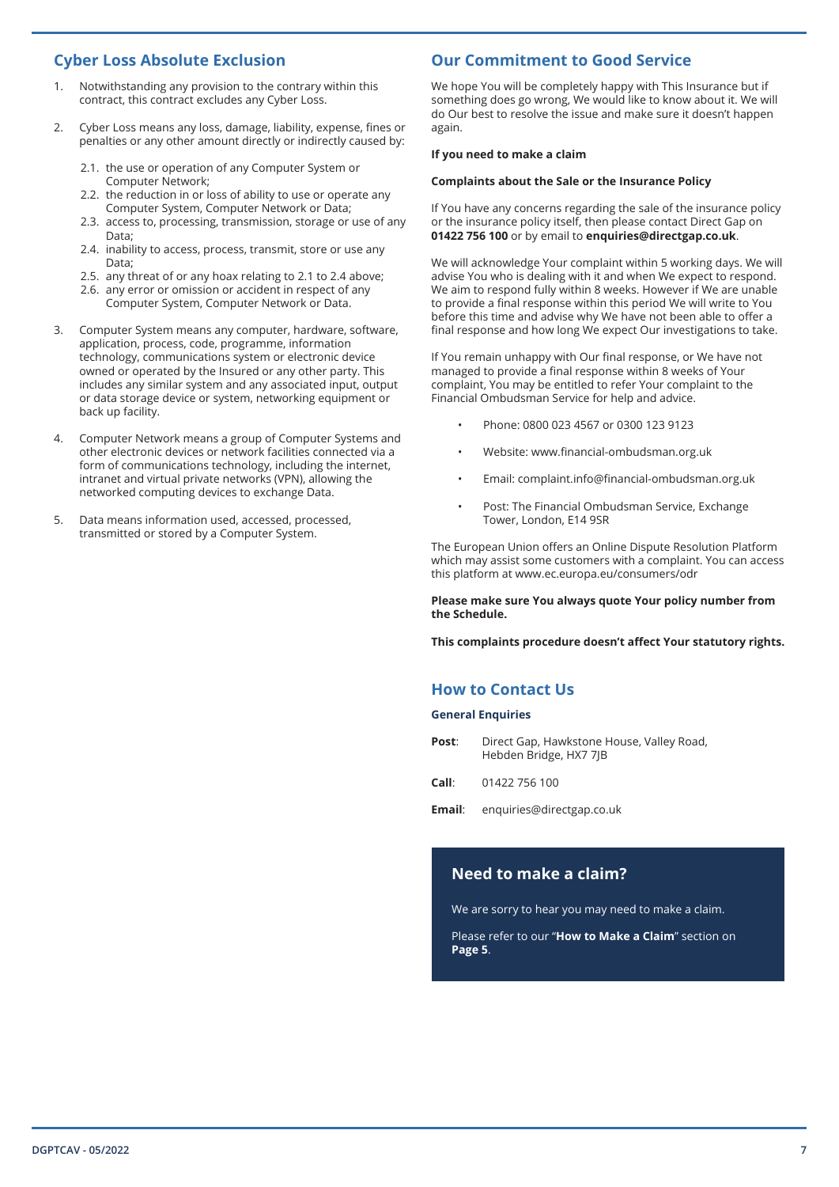## Cyber Loss Absolute Exclusion

1. Notwithstanding any provision to the contrary within this contract, this contract excludes any Cyber Loss.

2. Cyber Loss means any loss, damage, liability, expense, fines or penalties or any other amount directly or indirectly caused by:

   2.1. the use or operation of any Computer System or Computer Network;
   2.2. the reduction in or loss of ability to use or operate any Computer System, Computer Network or Data;
   2.3. access to, processing, transmission, storage or use of any Data;
   2.4. inability to access, process, transmit, store or use any Data;
   2.5. any threat of or any hoax relating to 2.1 to 2.4 above;
   2.6. any error or omission or accident in respect of any Computer System, Computer Network or Data.

3. Computer System means any computer, hardware, software, application, process, code, programme, information technology, communications system or electronic device owned or operated by the Insured or any other party. This includes any similar system and any associated input, output or data storage device or system, networking equipment or back up facility.

4. Computer Network means a group of Computer Systems and other electronic devices or network facilities connected via a form of communications technology, including the internet, intranet and virtual private networks (VPN), allowing the networked computing devices to exchange Data.

5. Data means information used, accessed, processed, transmitted or stored by a Computer System.

## Our Commitment to Good Service

We hope You will be completely happy with This Insurance but if something does go wrong, We would like to know about it. We will do Our best to resolve the issue and make sure it doesn't happen again.

**If you need to make a claim**

**Complaints about the Sale or the Insurance Policy**

If You have any concerns regarding the sale of the insurance policy or the insurance policy itself, then please contact Direct Gap on **01422 756 100** or by email to **enquiries@directgap.co.uk**.

We will acknowledge Your complaint within 5 working days. We will advise You who is dealing with it and when We expect to respond. We aim to respond fully within 8 weeks. However if We are unable to provide a final response within this period We will write to You before this time and advise why We have not been able to offer a final response and how long We expect Our investigations to take.

If You remain unhappy with Our final response, or We have not managed to provide a final response within 8 weeks of Your complaint, You may be entitled to refer Your complaint to the Financial Ombudsman Service for help and advice.

- Phone: 0800 023 4567 or 0300 123 9123
- Website: www.financial-ombudsman.org.uk
- Email: complaint.info@financial-ombudsman.org.uk
- Post: The Financial Ombudsman Service, Exchange Tower, London, E14 9SR

The European Union offers an Online Dispute Resolution Platform which may assist some customers with a complaint. You can access this platform at www.ec.europa.eu/consumers/odr

**Please make sure You always quote Your policy number from the Schedule.**

**This complaints procedure doesn't affect Your statutory rights.**

## How to Contact Us

**General Enquiries**

**Post**: Direct Gap, Hawkstone House, Valley Road, Hebden Bridge, HX7 7JB

**Call**: 01422 756 100

**Email**: enquiries@directgap.co.uk

### Need to make a claim?

We are sorry to hear you may need to make a claim.

Please refer to our "**How to Make a Claim**" section on **Page 5**.